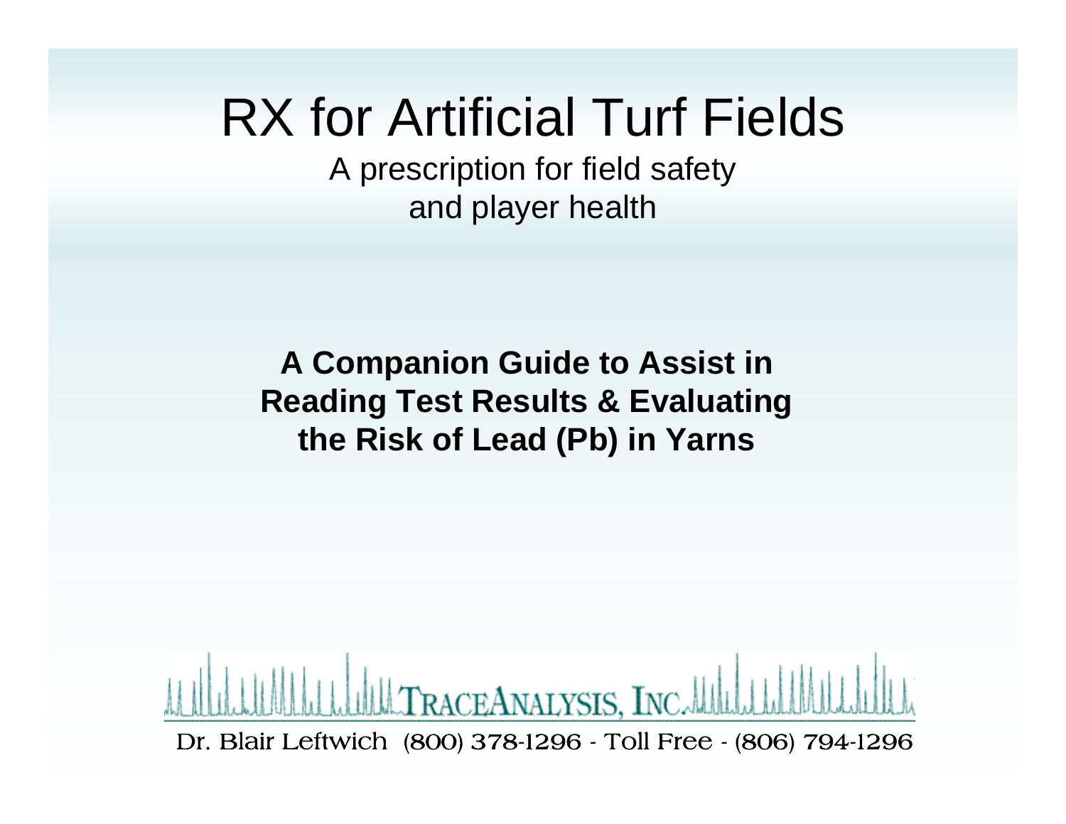# RX for Artificial Turf Fields

A prescription for field safety and player health

**A Companion Guide to Assist in Reading Test Results & Evaluating the Risk of Lead (Pb) in Yarns**

TRACEANALYSIS, INC.

Dr. Blair Leftwich (800) 378-1296 - Toll Free - (806) 794-1296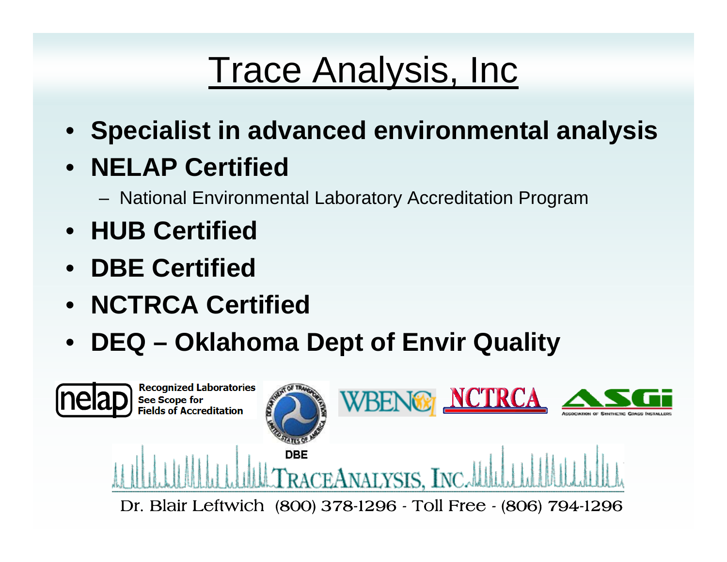# Trace Analysis, Inc

- **Specialist in advanced environmental analysis**
- **NELAP Certified**
  - National Environmental Laboratory Accreditation Program
- **HUB Certified**
- **DBE Certified**
- **NCTRCA Certified**
- **DEQ – Oklahoma Dept of Envir Quality**

Recognized Laboratories
See Scope for
Fields of Accreditation

DBE

TRACEANALYSIS, INC.

Dr. Blair Leftwich (800) 378-1296 - Toll Free - (806) 794-1296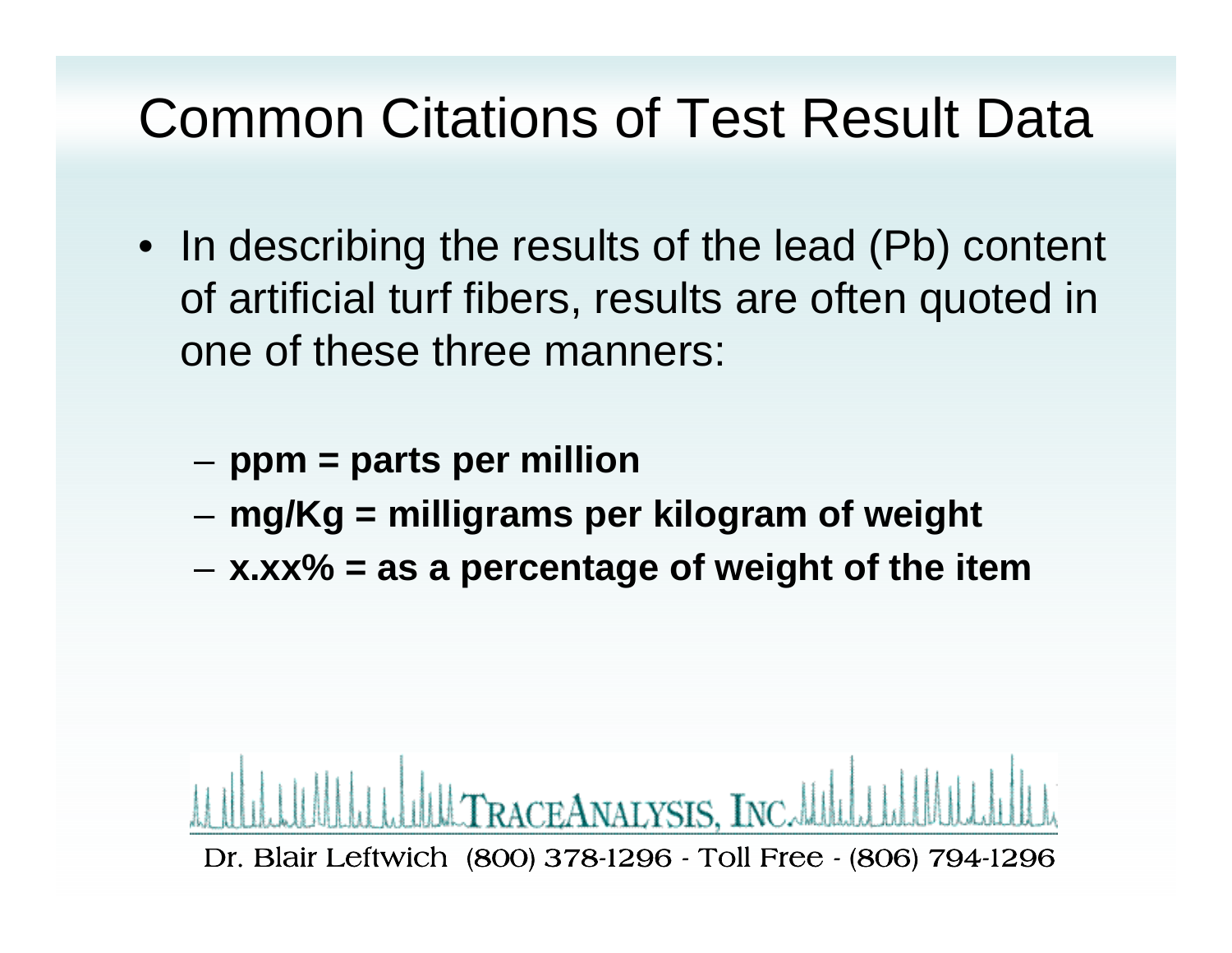# Common Citations of Test Result Data

- In describing the results of the lead (Pb) content of artificial turf fibers, results are often quoted in one of these three manners:
  - **ppm = parts per million**
  - **mg/Kg = milligrams per kilogram of weight**
  - **x.xx% = as a percentage of weight of the item**

TRACEANALYSIS, INC.

Dr. Blair Leftwich (800) 378-1296 - Toll Free - (806) 794-1296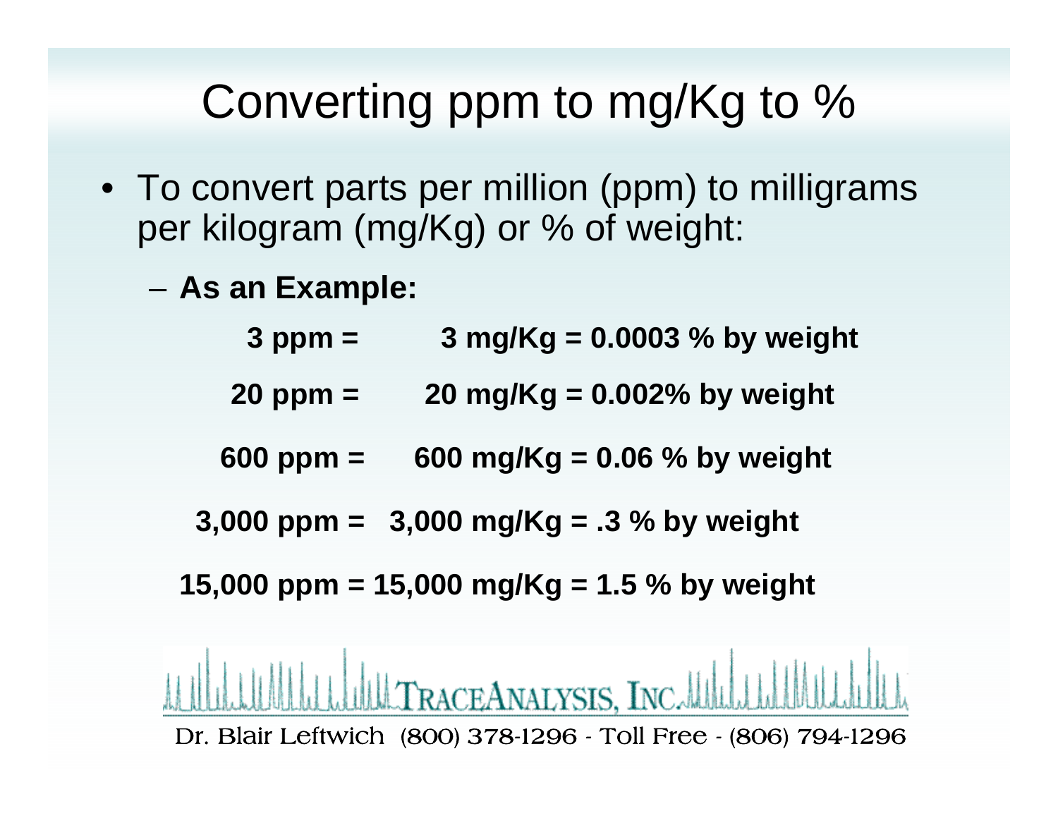# Converting ppm to mg/Kg to %

- To convert parts per million (ppm) to milligrams per kilogram (mg/Kg) or % of weight:
  - **As an Example:**

**3 ppm = 3 mg/Kg = 0.0003 % by weight**

**20 ppm = 20 mg/Kg = 0.002% by weight**

**600 ppm = 600 mg/Kg = 0.06 % by weight**

**3,000 ppm = 3,000 mg/Kg = .3 % by weight**

**15,000 ppm = 15,000 mg/Kg = 1.5 % by weight**

TraceAnalysis, Inc.

Dr. Blair Leftwich (800) 378-1296 - Toll Free - (806) 794-1296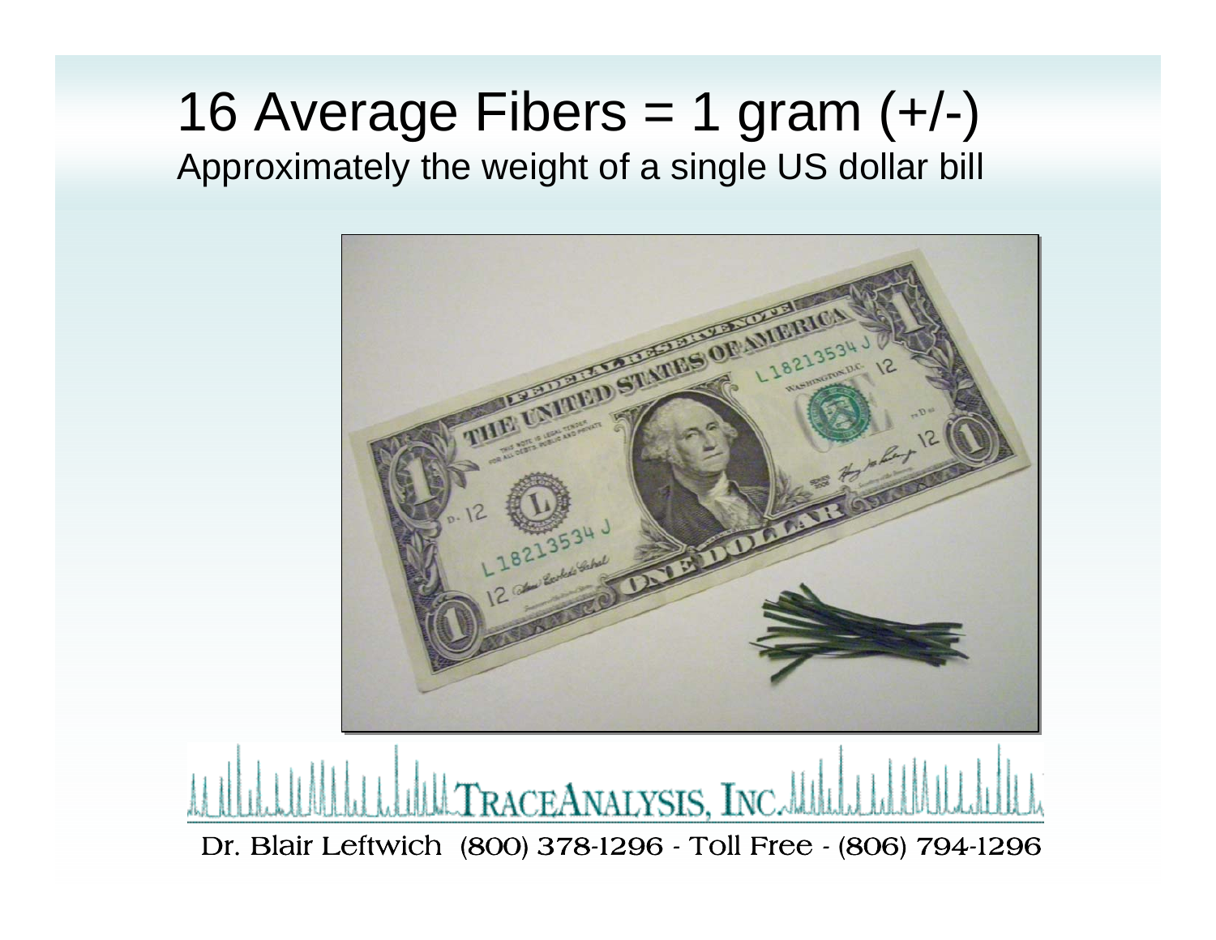# 16 Average Fibers = 1 gram (+/-)

Approximately the weight of a single US dollar bill

TRACEANALYSIS, INC.

Dr. Blair Leftwich (800) 378-1296 - Toll Free - (806) 794-1296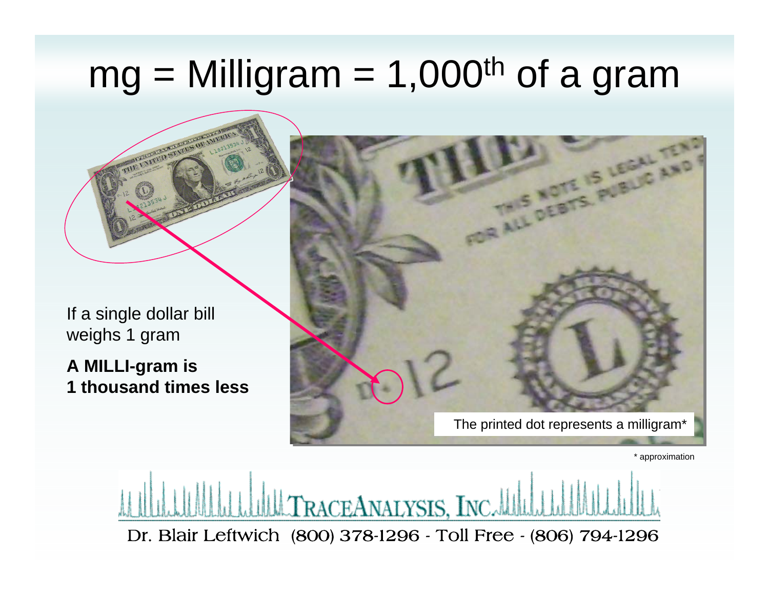# mg = Milligram = 1,000$^{th}$ of a gram

If a single dollar bill weighs 1 gram

**A MILLI-gram is 1 thousand times less**

The printed dot represents a milligram*

\* approximation

TRACEANALYSIS, INC.

Dr. Blair Leftwich (800) 378-1296 - Toll Free - (806) 794-1296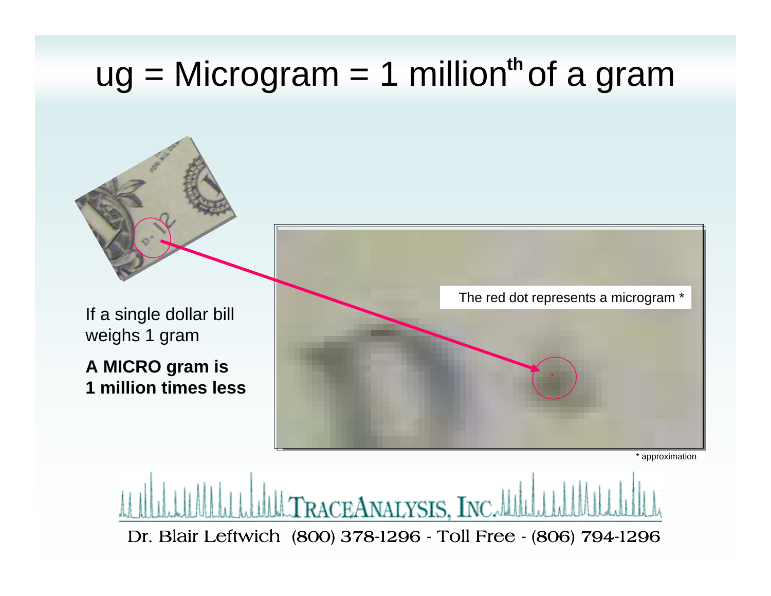# ug = Microgram = 1 millionth of a gram

If a single dollar bill weighs 1 gram

**A MICRO gram is 1 million times less**

The red dot represents a microgram *

* approximation

TRACEANALYSIS, INC.

Dr. Blair Leftwich (800) 378-1296 - Toll Free - (806) 794-1296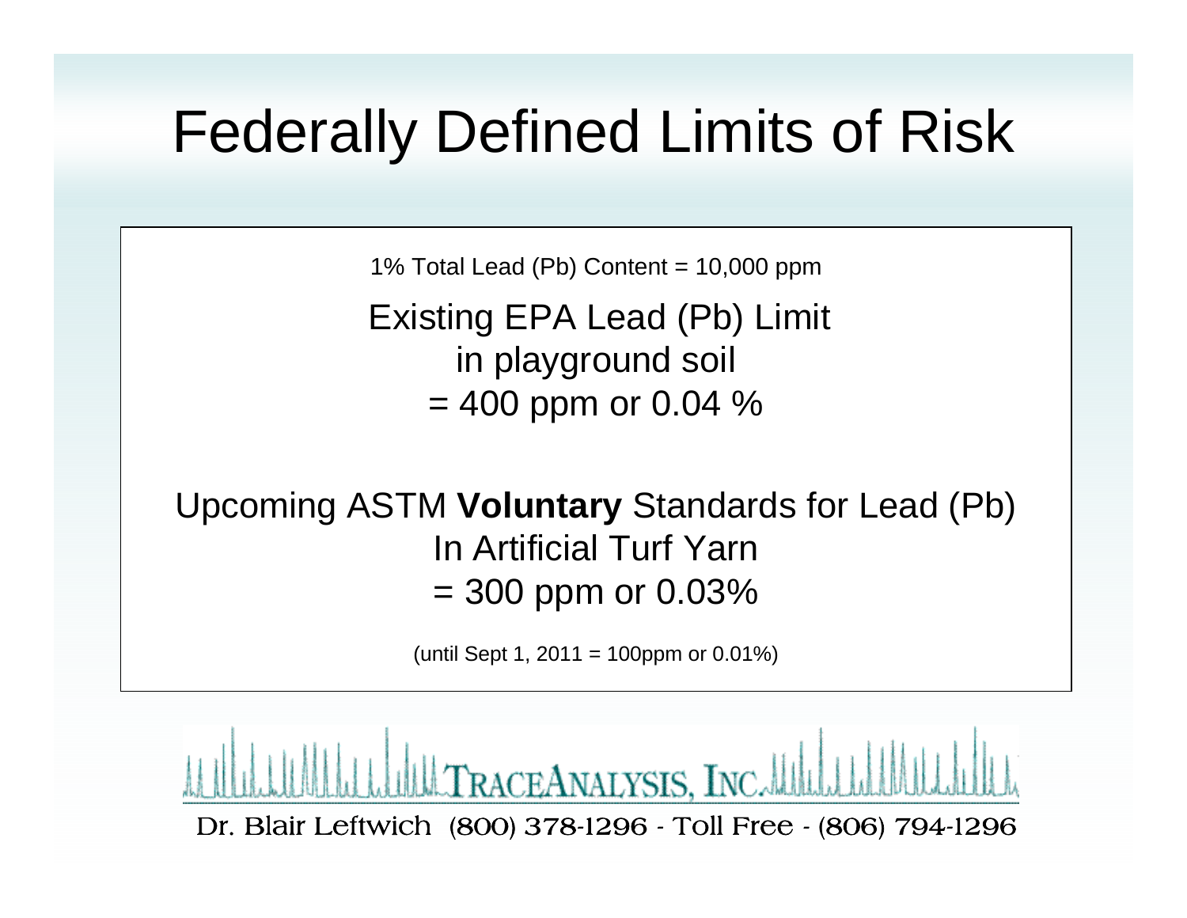# Federally Defined Limits of Risk

1% Total Lead (Pb) Content = 10,000 ppm

Existing EPA Lead (Pb) Limit
in playground soil
= 400 ppm or 0.04 %

Upcoming ASTM **Voluntary** Standards for Lead (Pb)
In Artificial Turf Yarn
= 300 ppm or 0.03%

(until Sept 1, 2011 = 100ppm or 0.01%)

TraceAnalysis, Inc.

Dr. Blair Leftwich (800) 378-1296 - Toll Free - (806) 794-1296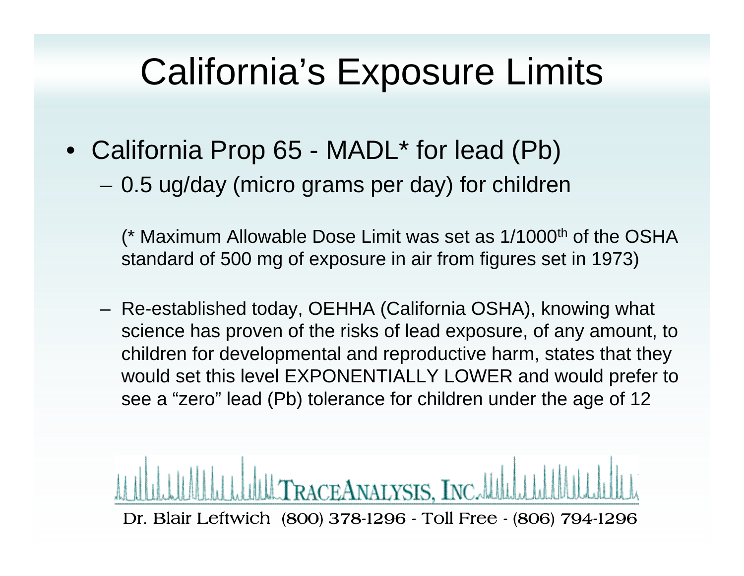# California's Exposure Limits

- California Prop 65 - MADL* for lead (Pb)
  - 0.5 ug/day (micro grams per day) for children

    (* Maximum Allowable Dose Limit was set as 1/1000th of the OSHA standard of 500 mg of exposure in air from figures set in 1973)

  - Re-established today, OEHHA (California OSHA), knowing what science has proven of the risks of lead exposure, of any amount, to children for developmental and reproductive harm, states that they would set this level EXPONENTIALLY LOWER and would prefer to see a "zero" lead (Pb) tolerance for children under the age of 12

TRACEANALYSIS, INC.

Dr. Blair Leftwich (800) 378-1296 - Toll Free - (806) 794-1296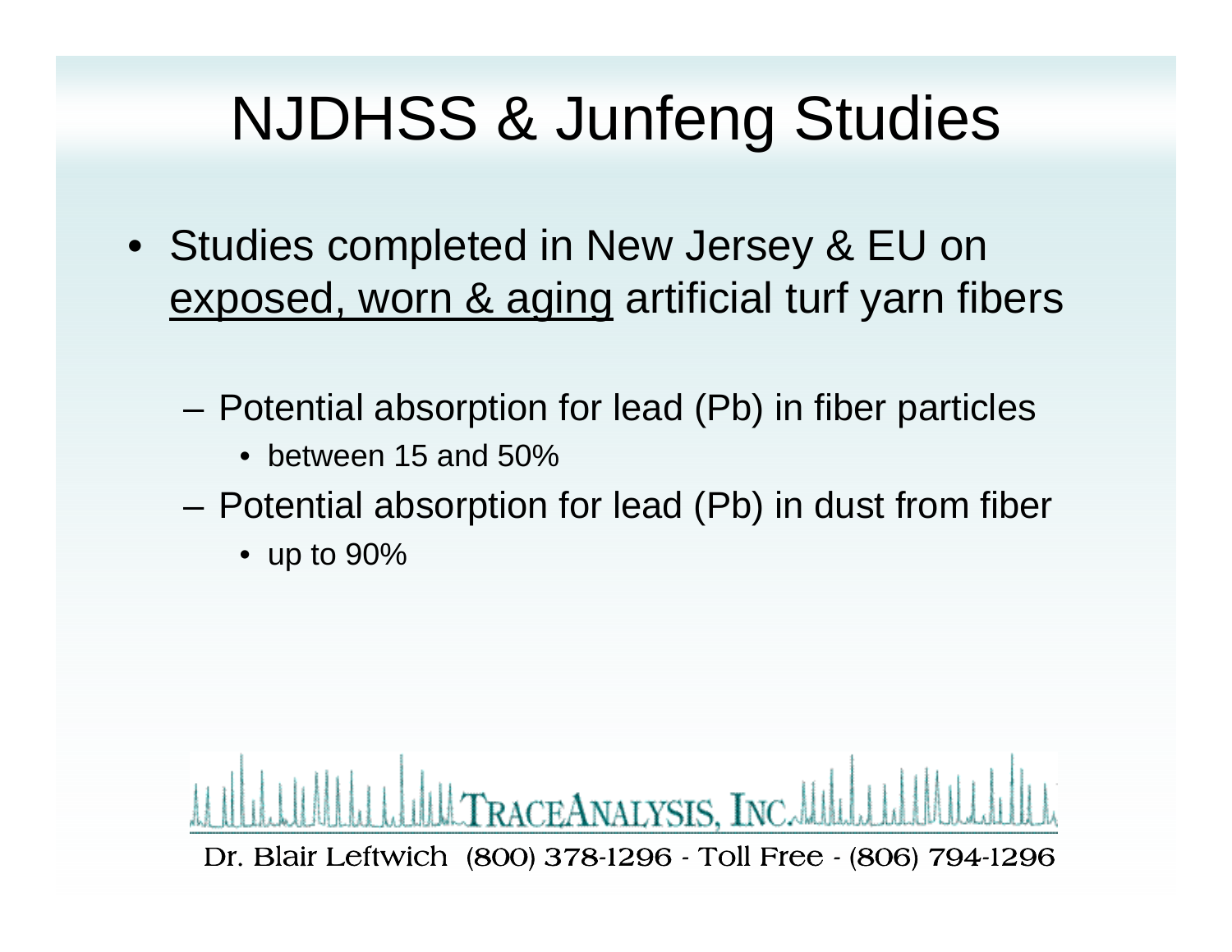# NJDHSS & Junfeng Studies

- Studies completed in New Jersey & EU on <u>exposed, worn & aging</u> artificial turf yarn fibers
  - Potential absorption for lead (Pb) in fiber particles
    - between 15 and 50%
  - Potential absorption for lead (Pb) in dust from fiber
    - up to 90%

TRACEANALYSIS, INC.

Dr. Blair Leftwich (800) 378-1296 - Toll Free - (806) 794-1296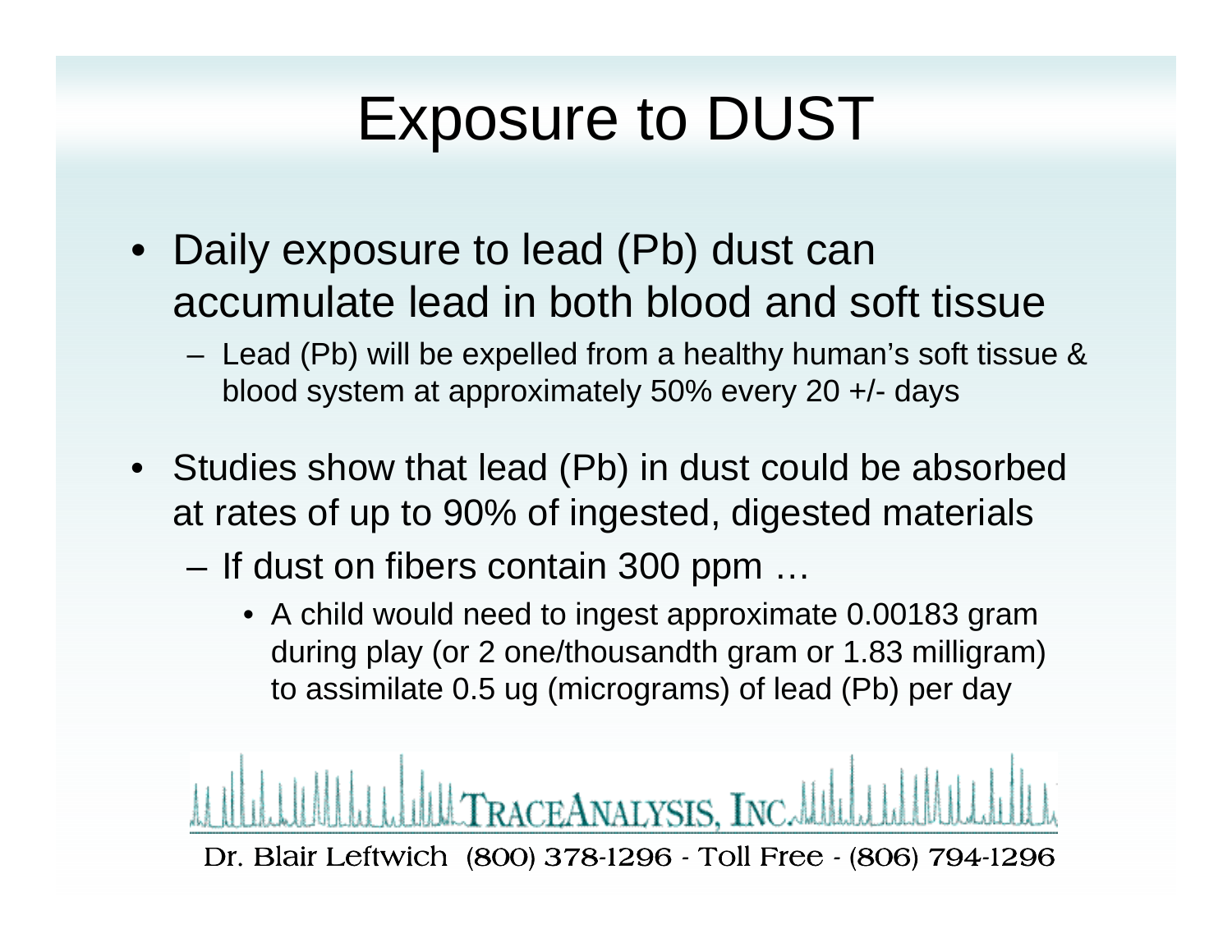# Exposure to DUST

- Daily exposure to lead (Pb) dust can accumulate lead in both blood and soft tissue
  - Lead (Pb) will be expelled from a healthy human's soft tissue & blood system at approximately 50% every 20 +/- days
- Studies show that lead (Pb) in dust could be absorbed at rates of up to 90% of ingested, digested materials
  - If dust on fibers contain 300 ppm …
    - A child would need to ingest approximate 0.00183 gram during play (or 2 one/thousandth gram or 1.83 milligram) to assimilate 0.5 ug (micrograms) of lead (Pb) per day

TRACEANALYSIS, INC.

Dr. Blair Leftwich (800) 378-1296 - Toll Free - (806) 794-1296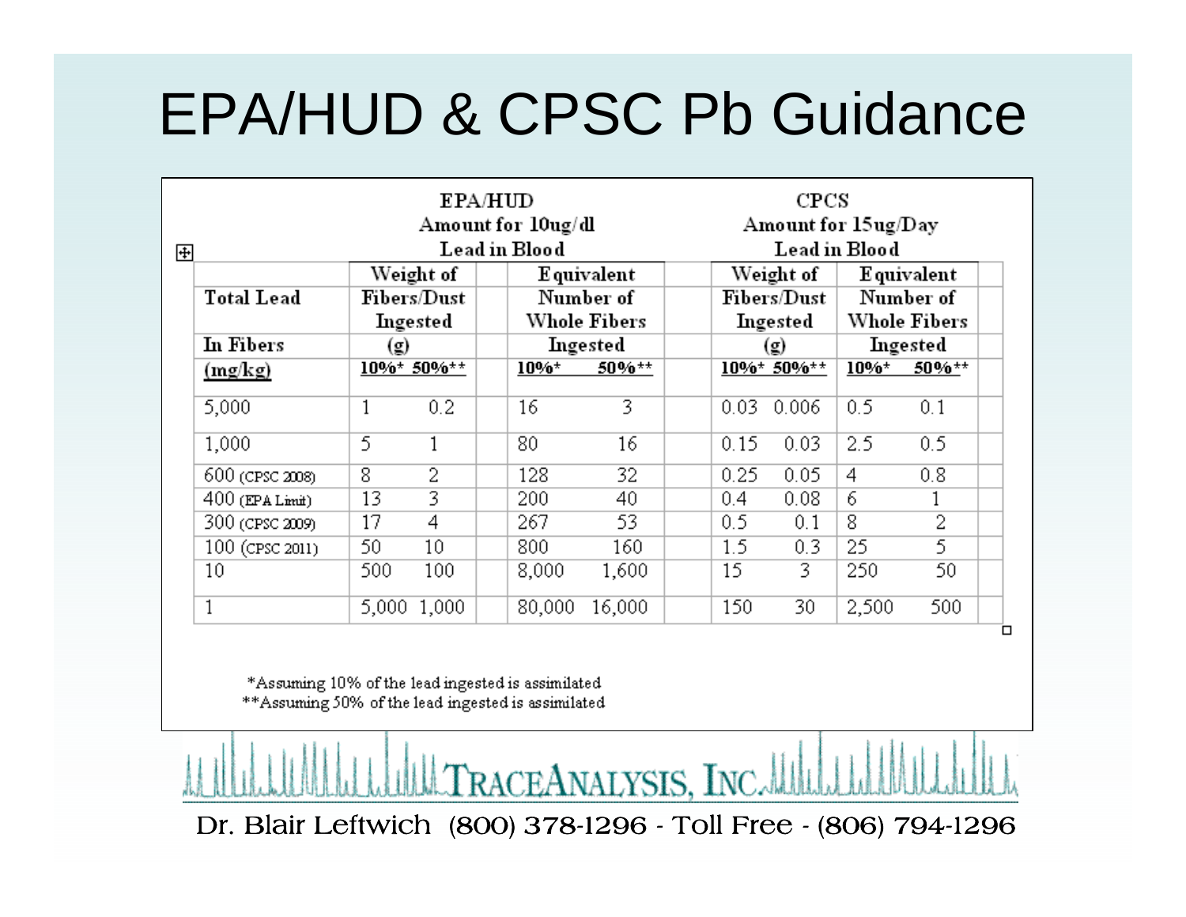# EPA/HUD & CPSC Pb Guidance

| Total Lead In Fibers (mg/kg) | EPA/HUD Amount for 10ug/dl Lead in Blood | | | | CPCS Amount for 15ug/Day Lead in Blood | | | |
|---|---|---|---|---|---|---|---|---|
| | Weight of Fibers/Dust Ingested (g) | | Equivalent Number of Whole Fibers Ingested | | Weight of Fibers/Dust Ingested (g) | | Equivalent Number of Whole Fibers Ingested | |
| | 10%* | 50%** | 10%* | 50%** | 10%* | 50%** | 10%* | 50%** |
| 5,000 | 1 | 0.2 | 16 | 3 | 0.03 | 0.006 | 0.5 | 0.1 |
| 1,000 | 5 | 1 | 80 | 16 | 0.15 | 0.03 | 2.5 | 0.5 |
| 600 (CPSC 2008) | 8 | 2 | 128 | 32 | 0.25 | 0.05 | 4 | 0.8 |
| 400 (EPA Limit) | 13 | 3 | 200 | 40 | 0.4 | 0.08 | 6 | 1 |
| 300 (CPSC 2009) | 17 | 4 | 267 | 53 | 0.5 | 0.1 | 8 | 2 |
| 100 (CPSC 2011) | 50 | 10 | 800 | 160 | 1.5 | 0.3 | 25 | 5 |
| 10 | 500 | 100 | 8,000 | 1,600 | 15 | 3 | 250 | 50 |
| 1 | 5,000 | 1,000 | 80,000 | 16,000 | 150 | 30 | 2,500 | 500 |

*Assuming 10% of the lead ingested is assimilated
**Assuming 50% of the lead ingested is assimilated

TRACEANALYSIS, INC.

Dr. Blair Leftwich (800) 378-1296 - Toll Free - (806) 794-1296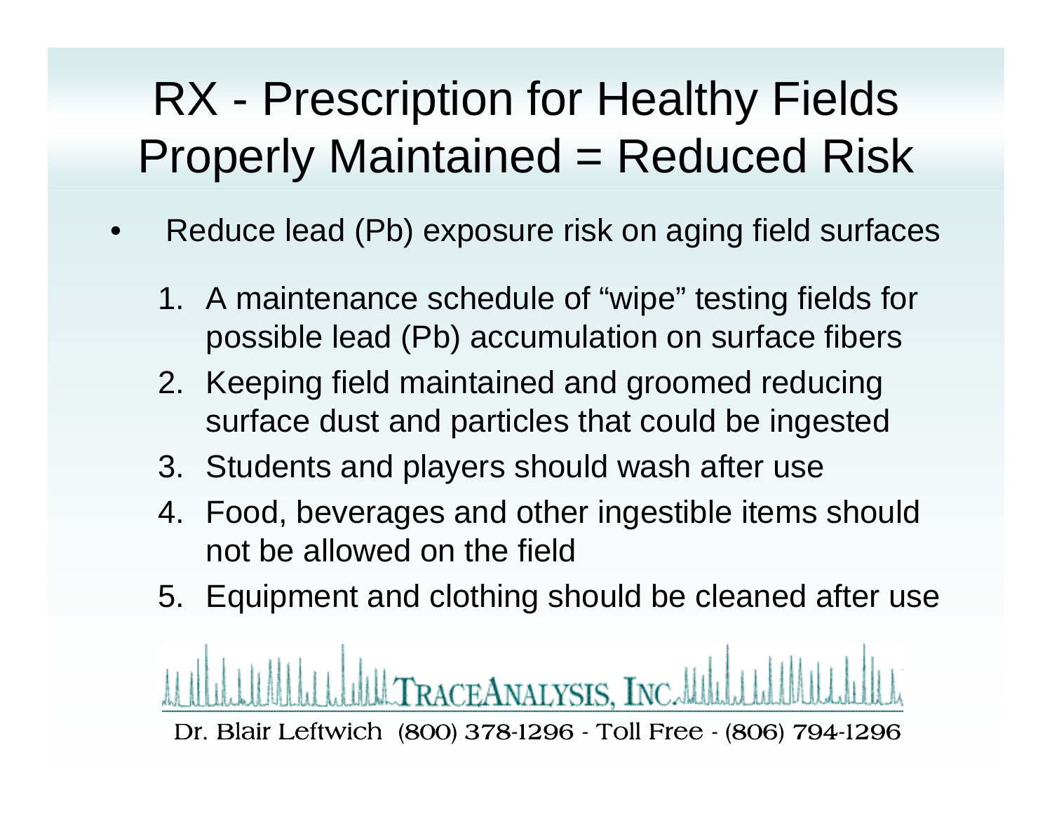# RX - Prescription for Healthy Fields Properly Maintained = Reduced Risk

- Reduce lead (Pb) exposure risk on aging field surfaces

  1. A maintenance schedule of "wipe" testing fields for possible lead (Pb) accumulation on surface fibers
  2. Keeping field maintained and groomed reducing surface dust and particles that could be ingested
  3. Students and players should wash after use
  4. Food, beverages and other ingestible items should not be allowed on the field
  5. Equipment and clothing should be cleaned after use

TRACEANALYSIS, INC.

Dr. Blair Leftwich (800) 378-1296 - Toll Free - (806) 794-1296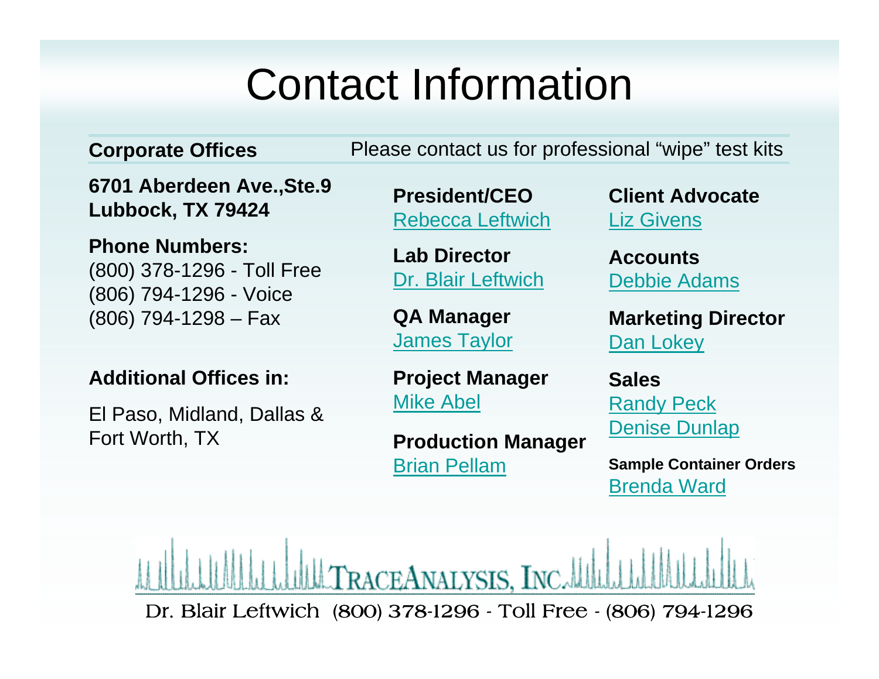# Contact Information

**Corporate Offices**

Please contact us for professional "wipe" test kits

**6701 Aberdeen Ave.,Ste.9**
**Lubbock, TX 79424**

**Phone Numbers:**
(800) 378-1296 - Toll Free
(806) 794-1296 - Voice
(806) 794-1298 – Fax

**Additional Offices in:**

El Paso, Midland, Dallas & Fort Worth, TX

**President/CEO**
Rebecca Leftwich

**Lab Director**
Dr. Blair Leftwich

**QA Manager**
James Taylor

**Project Manager**
Mike Abel

**Production Manager**
Brian Pellam

**Client Advocate**
Liz Givens

**Accounts**
Debbie Adams

**Marketing Director**
Dan Lokey

**Sales**
Randy Peck
Denise Dunlap

**Sample Container Orders**
Brenda Ward

TRACEANALYSIS, INC.

Dr. Blair Leftwich (800) 378-1296 - Toll Free - (806) 794-1296